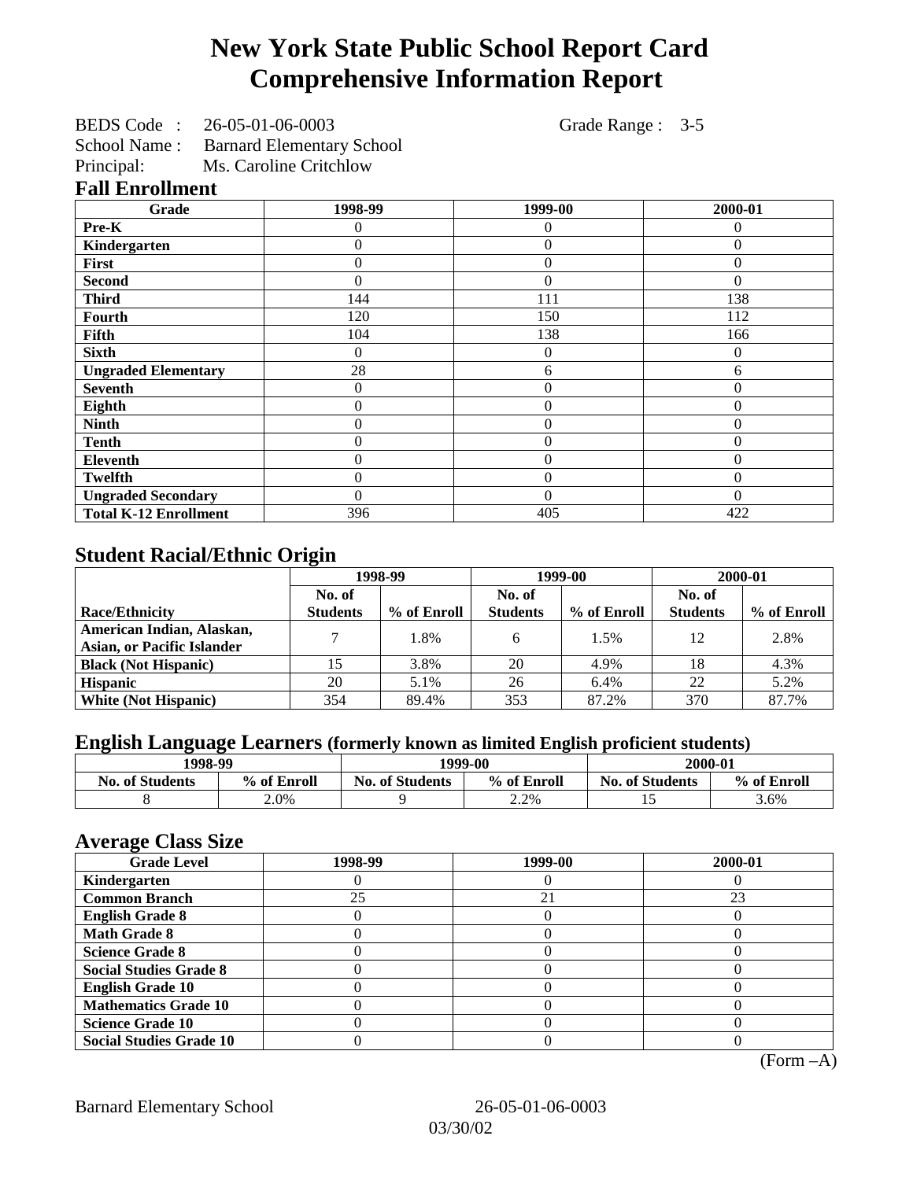# New York State Public School Report Card
# Comprehensive Information Report

BEDS Code : 26-05-01-06-0003 Grade Range : 3-5
School Name : Barnard Elementary School
Principal: Ms. Caroline Critchlow

## Fall Enrollment

| Grade | 1998-99 | 1999-00 | 2000-01 |
|---|---|---|---|
| Pre-K | 0 | 0 | 0 |
| Kindergarten | 0 | 0 | 0 |
| First | 0 | 0 | 0 |
| Second | 0 | 0 | 0 |
| Third | 144 | 111 | 138 |
| Fourth | 120 | 150 | 112 |
| Fifth | 104 | 138 | 166 |
| Sixth | 0 | 0 | 0 |
| Ungraded Elementary | 28 | 6 | 6 |
| Seventh | 0 | 0 | 0 |
| Eighth | 0 | 0 | 0 |
| Ninth | 0 | 0 | 0 |
| Tenth | 0 | 0 | 0 |
| Eleventh | 0 | 0 | 0 |
| Twelfth | 0 | 0 | 0 |
| Ungraded Secondary | 0 | 0 | 0 |
| Total K-12 Enrollment | 396 | 405 | 422 |

## Student Racial/Ethnic Origin

| | 1998-99 | | 1999-00 | | 2000-01 | |
|---|---|---|---|---|---|---|
| Race/Ethnicity | No. of Students | % of Enroll | No. of Students | % of Enroll | No. of Students | % of Enroll |
| American Indian, Alaskan, Asian, or Pacific Islander | 7 | 1.8% | 6 | 1.5% | 12 | 2.8% |
| Black (Not Hispanic) | 15 | 3.8% | 20 | 4.9% | 18 | 4.3% |
| Hispanic | 20 | 5.1% | 26 | 6.4% | 22 | 5.2% |
| White (Not Hispanic) | 354 | 89.4% | 353 | 87.2% | 370 | 87.7% |

## English Language Learners (formerly known as limited English proficient students)

| 1998-99 | | 1999-00 | | 2000-01 | |
|---|---|---|---|---|---|
| No. of Students | % of Enroll | No. of Students | % of Enroll | No. of Students | % of Enroll |
| 8 | 2.0% | 9 | 2.2% | 15 | 3.6% |

## Average Class Size

| Grade Level | 1998-99 | 1999-00 | 2000-01 |
|---|---|---|---|
| Kindergarten | 0 | 0 | 0 |
| Common Branch | 25 | 21 | 23 |
| English Grade 8 | 0 | 0 | 0 |
| Math Grade 8 | 0 | 0 | 0 |
| Science Grade 8 | 0 | 0 | 0 |
| Social Studies Grade 8 | 0 | 0 | 0 |
| English Grade 10 | 0 | 0 | 0 |
| Mathematics Grade 10 | 0 | 0 | 0 |
| Science Grade 10 | 0 | 0 | 0 |
| Social Studies Grade 10 | 0 | 0 | 0 |

(Form –A)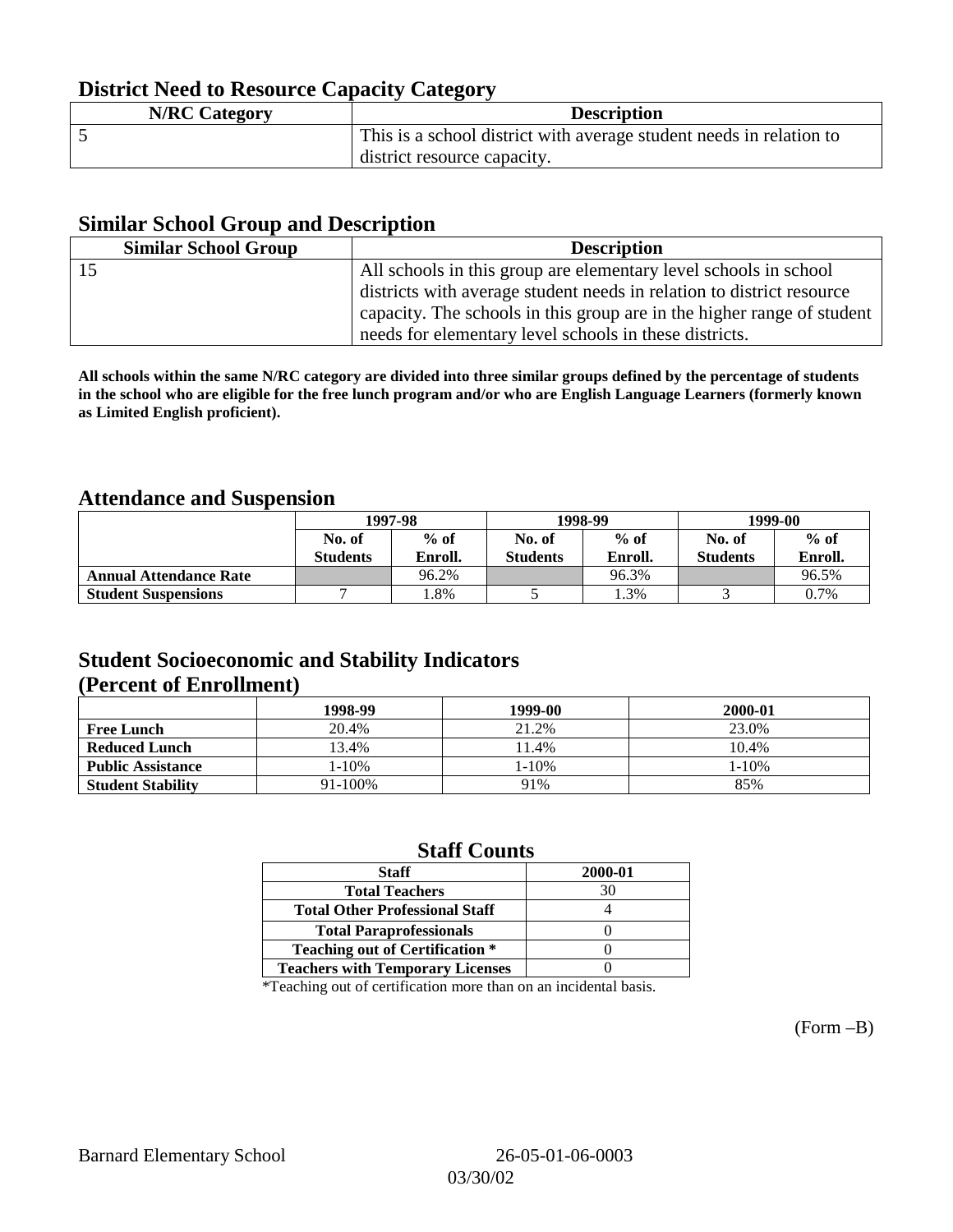## District Need to Resource Capacity Category

| N/RC Category | Description |
|---|---|
| 5 | This is a school district with average student needs in relation to district resource capacity. |

## Similar School Group and Description

| Similar School Group | Description |
|---|---|
| 15 | All schools in this group are elementary level schools in school districts with average student needs in relation to district resource capacity. The schools in this group are in the higher range of student needs for elementary level schools in these districts. |

**All schools within the same N/RC category are divided into three similar groups defined by the percentage of students in the school who are eligible for the free lunch program and/or who are English Language Learners (formerly known as Limited English proficient).**

## Attendance and Suspension

| | 1997-98 | | 1998-99 | | 1999-00 | |
|---|---|---|---|---|---|---|
| | No. of Students | % of Enroll. | No. of Students | % of Enroll. | No. of Students | % of Enroll. |
| **Annual Attendance Rate** | | 96.2% | | 96.3% | | 96.5% |
| **Student Suspensions** | 7 | 1.8% | 5 | 1.3% | 3 | 0.7% |

## Student Socioeconomic and Stability Indicators (Percent of Enrollment)

| | 1998-99 | 1999-00 | 2000-01 |
|---|---|---|---|
| **Free Lunch** | 20.4% | 21.2% | 23.0% |
| **Reduced Lunch** | 13.4% | 11.4% | 10.4% |
| **Public Assistance** | 1-10% | 1-10% | 1-10% |
| **Student Stability** | 91-100% | 91% | 85% |

## Staff Counts

| Staff | 2000-01 |
|---|---|
| Total Teachers | 30 |
| Total Other Professional Staff | 4 |
| Total Paraprofessionals | 0 |
| Teaching out of Certification * | 0 |
| Teachers with Temporary Licenses | 0 |

*Teaching out of certification more than on an incidental basis.

(Form –B)

Barnard Elementary School 26-05-01-06-0003

03/30/02